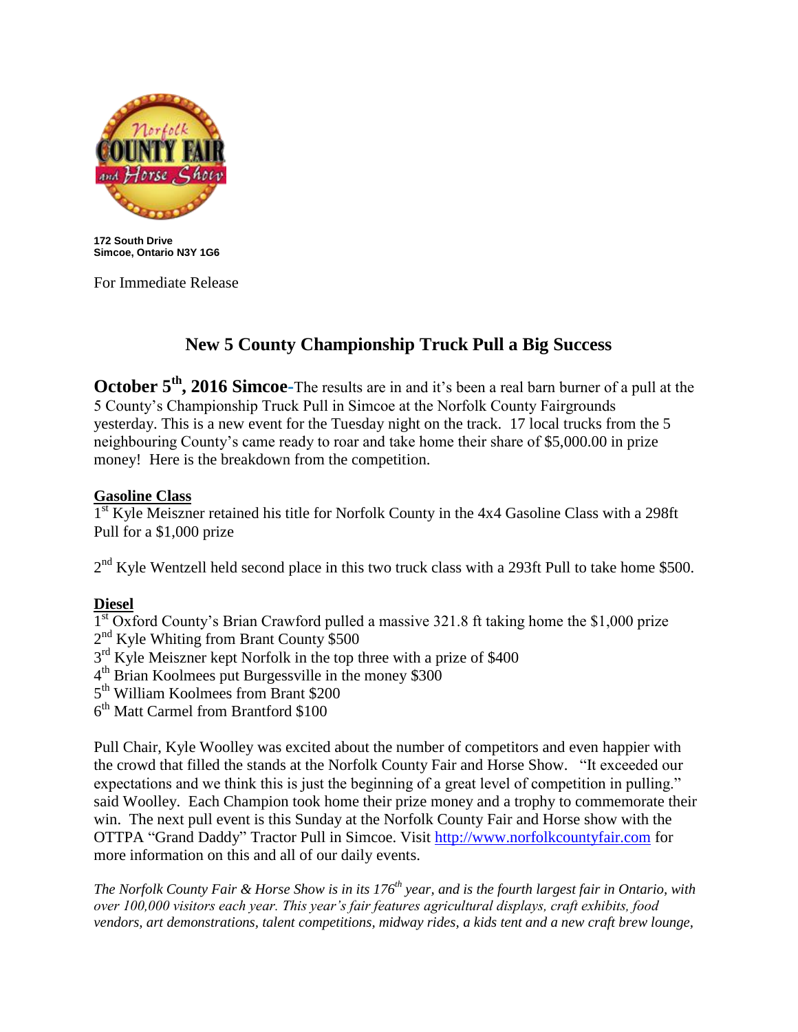172 South Drive
Simcoe, Ontario N3Y 1G6

For Immediate Release

# New 5 County Championship Truck Pull a Big Success

**October 5th, 2016 Simcoe**-The results are in and it's been a real barn burner of a pull at the 5 County's Championship Truck Pull in Simcoe at the Norfolk County Fairgrounds yesterday. This is a new event for the Tuesday night on the track. 17 local trucks from the 5 neighbouring County's came ready to roar and take home their share of $5,000.00 in prize money! Here is the breakdown from the competition.

**Gasoline Class**

1st Kyle Meiszner retained his title for Norfolk County in the 4x4 Gasoline Class with a 298ft Pull for a $1,000 prize

2nd Kyle Wentzell held second place in this two truck class with a 293ft Pull to take home $500.

**Diesel**

1st Oxford County's Brian Crawford pulled a massive 321.8 ft taking home the $1,000 prize
2nd Kyle Whiting from Brant County $500
3rd Kyle Meiszner kept Norfolk in the top three with a prize of $400
4th Brian Koolmees put Burgessville in the money $300
5th William Koolmees from Brant $200
6th Matt Carmel from Brantford $100

Pull Chair, Kyle Woolley was excited about the number of competitors and even happier with the crowd that filled the stands at the Norfolk County Fair and Horse Show. "It exceeded our expectations and we think this is just the beginning of a great level of competition in pulling." said Woolley. Each Champion took home their prize money and a trophy to commemorate their win. The next pull event is this Sunday at the Norfolk County Fair and Horse show with the OTTPA "Grand Daddy" Tractor Pull in Simcoe. Visit http://www.norfolkcountyfair.com for more information on this and all of our daily events.

*The Norfolk County Fair & Horse Show is in its 176th year, and is the fourth largest fair in Ontario, with over 100,000 visitors each year. This year's fair features agricultural displays, craft exhibits, food vendors, art demonstrations, talent competitions, midway rides, a kids tent and a new craft brew lounge,*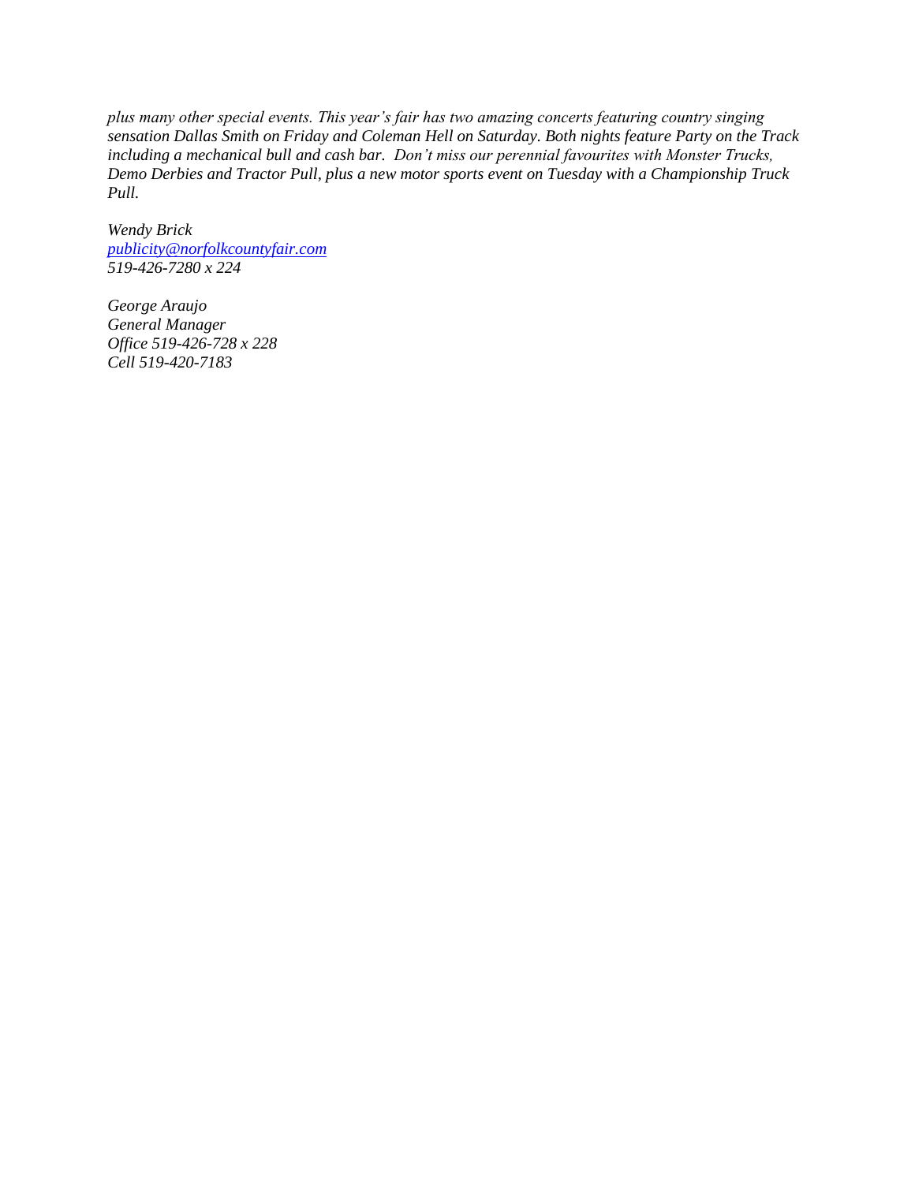*plus many other special events. This year's fair has two amazing concerts featuring country singing sensation Dallas Smith on Friday and Coleman Hell on Saturday. Both nights feature Party on the Track including a mechanical bull and cash bar. Don't miss our perennial favourites with Monster Trucks, Demo Derbies and Tractor Pull, plus a new motor sports event on Tuesday with a Championship Truck Pull.*

*Wendy Brick*
*publicity@norfolkcountyfair.com*
*519-426-7280 x 224*

*George Araujo*
*General Manager*
*Office 519-426-728 x 228*
*Cell 519-420-7183*